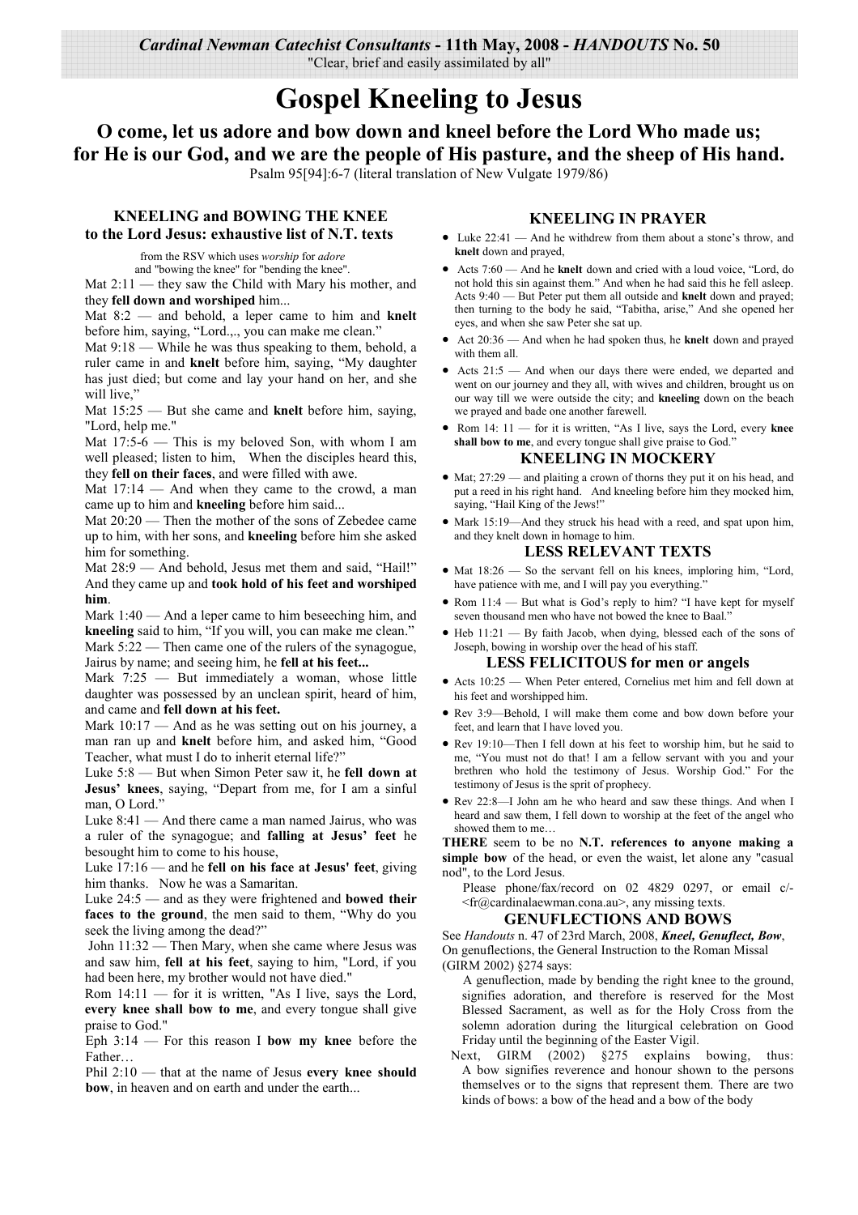*Cardinal Newman Catechist Consultants* - 11th May, 2008 - *HANDOUTS* No. 50

"Clear, brief and easily assimilated by all"

# Gospel Kneeling to Jesus

## O come, let us adore and bow down and kneel before the Lord Who made us; for He is our God, and we are the people of His pasture, and the sheep of His hand.

Psalm 95[94]:6-7 (literal translation of New Vulgate 1979/86)

### KNEELING and BOWING THE KNEE to the Lord Jesus: exhaustive list of N.T. texts

from the RSV which uses *worship* for *adore* and "bowing the knee" for "bending the knee".

Mat 2:11 — they saw the Child with Mary his mother, and they **fell down and worshiped** him...

Mat 8:2 — and behold, a leper came to him and **knelt** before him, saying, "Lord.,., you can make me clean."

Mat 9:18 — While he was thus speaking to them, behold, a ruler came in and **knelt** before him, saying, "My daughter has just died; but come and lay your hand on her, and she will live,"

Mat 15:25 — But she came and **knelt** before him, saying, "Lord, help me."

Mat 17:5-6 — This is my beloved Son, with whom I am well pleased; listen to him, When the disciples heard this, they **fell on their faces**, and were filled with awe.

Mat 17:14 — And when they came to the crowd, a man came up to him and **kneeling** before him said...

Mat 20:20 — Then the mother of the sons of Zebedee came up to him, with her sons, and **kneeling** before him she asked him for something.

Mat 28:9 — And behold, Jesus met them and said, "Hail!" And they came up and **took hold of his feet and worshiped him**.

Mark 1:40 — And a leper came to him beseeching him, and **kneeling** said to him, "If you will, you can make me clean."

Mark 5:22 — Then came one of the rulers of the synagogue, Jairus by name; and seeing him, he **fell at his feet...**

Mark 7:25 — But immediately a woman, whose little daughter was possessed by an unclean spirit, heard of him, and came and **fell down at his feet.**

Mark 10:17 — And as he was setting out on his journey, a man ran up and **knelt** before him, and asked him, "Good Teacher, what must I do to inherit eternal life?"

Luke 5:8 — But when Simon Peter saw it, he **fell down at Jesus' knees**, saying, "Depart from me, for I am a sinful man, O Lord."

Luke 8:41 — And there came a man named Jairus, who was a ruler of the synagogue; and **falling at Jesus' feet** he besought him to come to his house,

Luke 17:16 — and he **fell on his face at Jesus' feet**, giving him thanks. Now he was a Samaritan.

Luke 24:5 — and as they were frightened and **bowed their faces to the ground**, the men said to them, "Why do you seek the living among the dead?"

John 11:32 — Then Mary, when she came where Jesus was and saw him, **fell at his feet**, saying to him, "Lord, if you had been here, my brother would not have died."

Rom 14:11 — for it is written, "As I live, says the Lord, **every knee shall bow to me**, and every tongue shall give praise to God."

Eph 3:14 — For this reason I **bow my knee** before the Father…

Phil 2:10 — that at the name of Jesus **every knee should bow**, in heaven and on earth and under the earth...

### KNEELING IN PRAYER

- Luke 22:41 — And he withdrew from them about a stone's throw, and **knelt** down and prayed,
- Acts 7:60 — And he **knelt** down and cried with a loud voice, "Lord, do not hold this sin against them." And when he had said this he fell asleep. Acts 9:40 — But Peter put them all outside and **knelt** down and prayed; then turning to the body he said, "Tabitha, arise," And she opened her eyes, and when she saw Peter she sat up.
- Act 20:36 — And when he had spoken thus, he **knelt** down and prayed with them all.
- Acts 21:5 — And when our days there were ended, we departed and went on our journey and they all, with wives and children, brought us on our way till we were outside the city; and **kneeling** down on the beach we prayed and bade one another farewell.
- Rom 14: 11 — for it is written, "As I live, says the Lord, every **knee shall bow to me**, and every tongue shall give praise to God."

### KNEELING IN MOCKERY

- Mat; 27:29 — and plaiting a crown of thorns they put it on his head, and put a reed in his right hand. And kneeling before him they mocked him, saying, "Hail King of the Jews!"
- Mark 15:19—And they struck his head with a reed, and spat upon him, and they knelt down in homage to him.

### LESS RELEVANT TEXTS

- Mat 18:26 — So the servant fell on his knees, imploring him, "Lord, have patience with me, and I will pay you everything."
- Rom 11:4 — But what is God's reply to him? "I have kept for myself seven thousand men who have not bowed the knee to Baal."
- Heb 11:21 — By faith Jacob, when dying, blessed each of the sons of Joseph, bowing in worship over the head of his staff.

### LESS FELICITOUS for men or angels

- Acts 10:25 — When Peter entered, Cornelius met him and fell down at his feet and worshipped him.
- Rev 3:9—Behold, I will make them come and bow down before your feet, and learn that I have loved you.
- Rev 19:10—Then I fell down at his feet to worship him, but he said to me, "You must not do that! I am a fellow servant with you and your brethren who hold the testimony of Jesus. Worship God." For the testimony of Jesus is the sprit of prophecy.
- Rev 22:8—I John am he who heard and saw these things. And when I heard and saw them, I fell down to worship at the feet of the angel who showed them to me…

**THERE** seem to be no **N.T. references to anyone making a simple bow** of the head, or even the waist, let alone any "casual nod", to the Lord Jesus.

Please phone/fax/record on 02 4829 0297, or email c/- <fr@cardinalaewman.cona.au>, any missing texts.

### GENUFLECTIONS AND BOWS

See *Handouts* n. 47 of 23rd March, 2008, ***Kneel, Genuflect, Bow***, On genuflections, the General Instruction to the Roman Missal (GIRM 2002) §274 says:

> A genuflection, made by bending the right knee to the ground, signifies adoration, and therefore is reserved for the Most Blessed Sacrament, as well as for the Holy Cross from the solemn adoration during the liturgical celebration on Good Friday until the beginning of the Easter Vigil.

Next, GIRM (2002) §275 explains bowing, thus:

> A bow signifies reverence and honour shown to the persons themselves or to the signs that represent them. There are two kinds of bows: a bow of the head and a bow of the body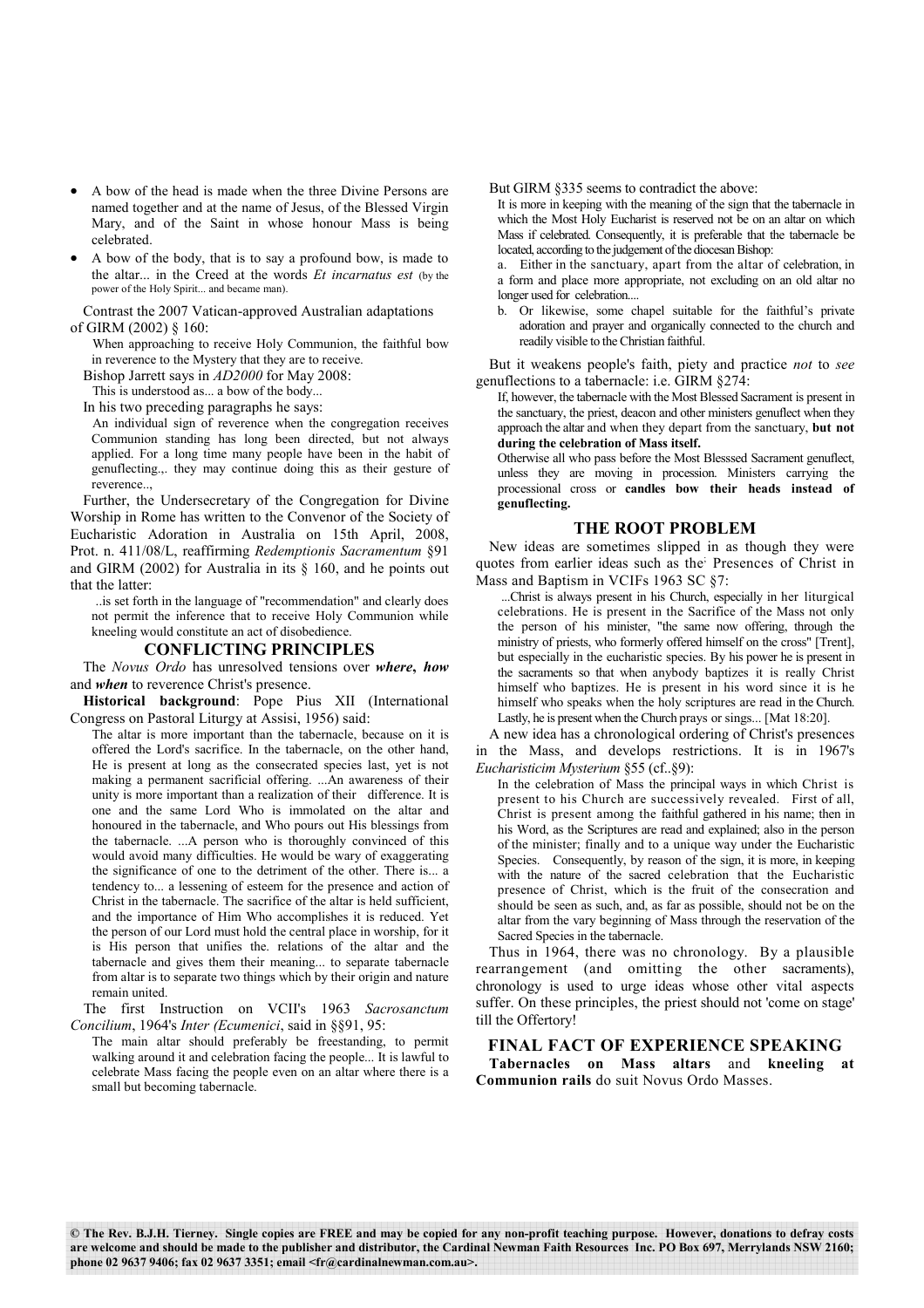- A bow of the head is made when the three Divine Persons are named together and at the name of Jesus, of the Blessed Virgin Mary, and of the Saint in whose honour Mass is being celebrated.
- A bow of the body, that is to say a profound bow, is made to the altar... in the Creed at the words *Et incarnatus est* (by the power of the Holy Spirit... and became man).

Contrast the 2007 Vatican-approved Australian adaptations of GIRM (2002) § 160:

> When approaching to receive Holy Communion, the faithful bow in reverence to the Mystery that they are to receive.

Bishop Jarrett says in *AD2000* for May 2008:

> This is understood as... a bow of the body...

In his two preceding paragraphs he says:

> An individual sign of reverence when the congregation receives Communion standing has long been directed, but not always applied. For a long time many people have been in the habit of genuflecting.,. they may continue doing this as their gesture of reverence..,

Further, the Undersecretary of the Congregation for Divine Worship in Rome has written to the Convenor of the Society of Eucharistic Adoration in Australia on 15th April, 2008, Prot. n. 411/08/L, reaffirming *Redemptionis Sacramentum* §91 and GIRM (2002) for Australia in its § 160, and he points out that the latter:

> ..is set forth in the language of "recommendation" and clearly does not permit the inference that to receive Holy Communion while kneeling would constitute an act of disobedience.

## CONFLICTING PRINCIPLES

The *Novus Ordo* has unresolved tensions over ***where***, ***how*** and ***when*** to reverence Christ's presence.

**Historical background**: Pope Pius XII (International Congress on Pastoral Liturgy at Assisi, 1956) said:

> The altar is more important than the tabernacle, because on it is offered the Lord's sacrifice. In the tabernacle, on the other hand, He is present at long as the consecrated species last, yet is not making a permanent sacrificial offering. ...An awareness of their unity is more important than a realization of their difference. It is one and the same Lord Who is immolated on the altar and honoured in the tabernacle, and Who pours out His blessings from the tabernacle. ...A person who is thoroughly convinced of this would avoid many difficulties. He would be wary of exaggerating the significance of one to the detriment of the other. There is... a tendency to... a lessening of esteem for the presence and action of Christ in the tabernacle. The sacrifice of the altar is held sufficient, and the importance of Him Who accomplishes it is reduced. Yet the person of our Lord must hold the central place in worship, for it is His person that unifies the. relations of the altar and the tabernacle and gives them their meaning... to separate tabernacle from altar is to separate two things which by their origin and nature remain united.

The first Instruction on VCII's 1963 *Sacrosanctum Concilium*, 1964's *Inter (Ecumenici*, said in §§91, 95:

> The main altar should preferably be freestanding, to permit walking around it and celebration facing the people... It is lawful to celebrate Mass facing the people even on an altar where there is a small but becoming tabernacle.

But GIRM §335 seems to contradict the above:

> It is more in keeping with the meaning of the sign that the tabernacle in which the Most Holy Eucharist is reserved not be on an altar on which Mass if celebrated. Consequently, it is preferable that the tabernacle be located, according to the judgement of the diocesan Bishop:
>
> a. Either in the sanctuary, apart from the altar of celebration, in a form and place more appropriate, not excluding on an old altar no longer used for celebration....
>
> b. Or likewise, some chapel suitable for the faithful's private adoration and prayer and organically connected to the church and readily visible to the Christian faithful.

But it weakens people's faith, piety and practice *not* to *see* genuflections to a tabernacle: i.e. GIRM §274:

> If, however, the tabernacle with the Most Blessed Sacrament is present in the sanctuary, the priest, deacon and other ministers genuflect when they approach the altar and when they depart from the sanctuary, **but not during the celebration of Mass itself.**
>
> Otherwise all who pass before the Most Blesssed Sacrament genuflect, unless they are moving in procession. Ministers carrying the processional cross or **candles bow their heads instead of genuflecting.**

## THE ROOT PROBLEM

New ideas are sometimes slipped in as though they were quotes from earlier ideas such as the Presences of Christ in Mass and Baptism in VCIFs 1963 SC §7:

> ...Christ is always present in his Church, especially in her liturgical celebrations. He is present in the Sacrifice of the Mass not only the person of his minister, "the same now offering, through the ministry of priests, who formerly offered himself on the cross" [Trent], but especially in the eucharistic species. By his power he is present in the sacraments so that when anybody baptizes it is really Christ himself who baptizes. He is present in his word since it is he himself who speaks when the holy scriptures are read in the Church. Lastly, he is present when the Church prays or sings... [Mat 18:20].

A new idea has a chronological ordering of Christ's presences in the Mass, and develops restrictions. It is in 1967's *Eucharisticim Mysterium* §55 (cf..§9):

> In the celebration of Mass the principal ways in which Christ is present to his Church are successively revealed. First of all, Christ is present among the faithful gathered in his name; then in his Word, as the Scriptures are read and explained; also in the person of the minister; finally and to a unique way under the Eucharistic Species. Consequently, by reason of the sign, it is more, in keeping with the nature of the sacred celebration that the Eucharistic presence of Christ, which is the fruit of the consecration and should be seen as such, and, as far as possible, should not be on the altar from the vary beginning of Mass through the reservation of the Sacred Species in the tabernacle.

Thus in 1964, there was no chronology. By a plausible rearrangement (and omitting the other sacraments), chronology is used to urge ideas whose other vital aspects suffer. On these principles, the priest should not 'come on stage' till the Offertory!

## FINAL FACT OF EXPERIENCE SPEAKING

**Tabernacles on Mass altars** and **kneeling at Communion rails** do suit Novus Ordo Masses.

**© The Rev. B.J.H. Tierney. Single copies are FREE and may be copied for any non-profit teaching purpose. However, donations to defray costs are welcome and should be made to the publisher and distributor, the Cardinal Newman Faith Resources Inc. PO Box 697, Merrylands NSW 2160; phone 02 9637 9406; fax 02 9637 3351; email <fr@cardinalnewman.com.au>.**